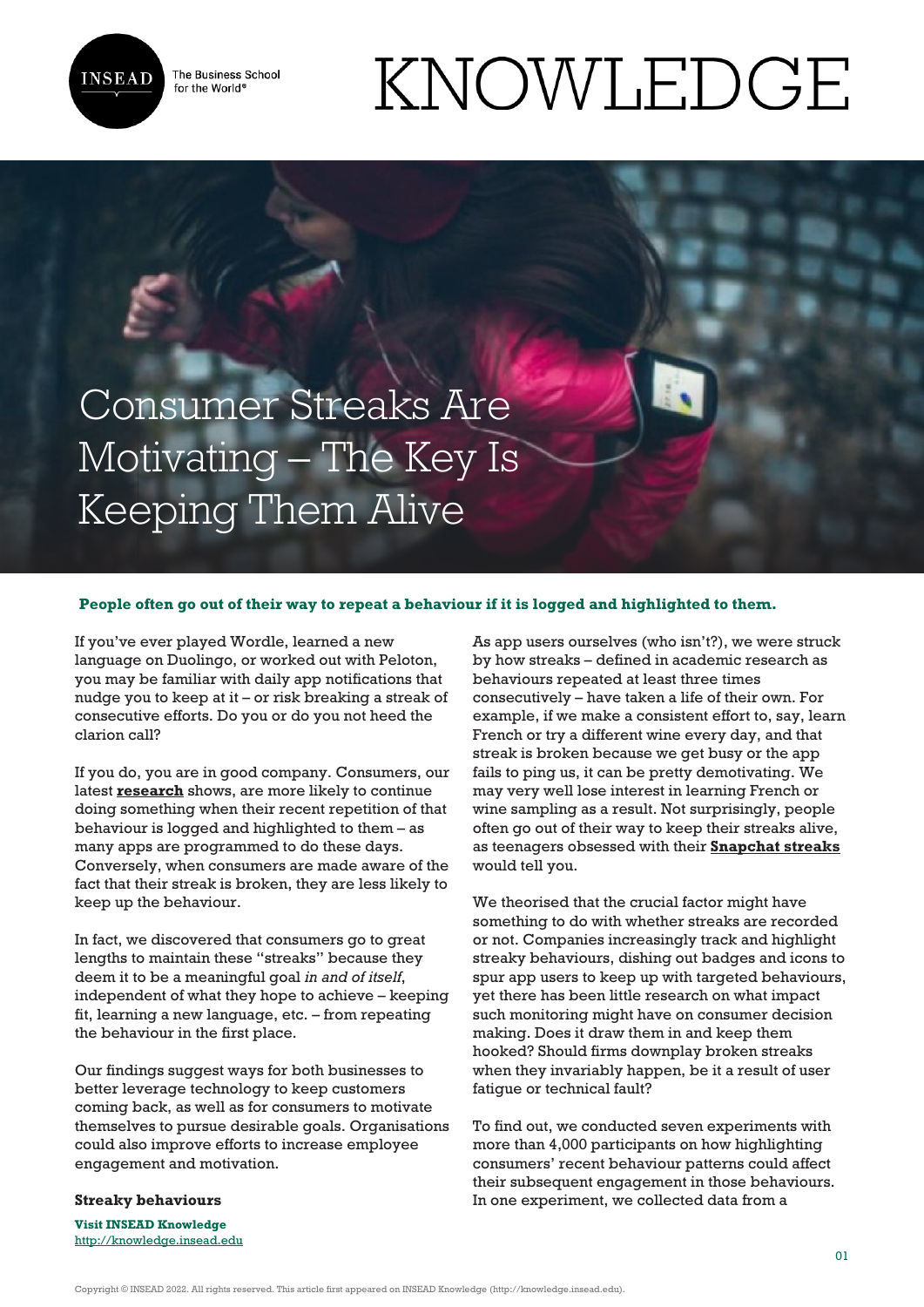# Consumer Streaks Are Motivating – The Key Is Keeping Them Alive

**People often go out of their way to repeat a behaviour if it is logged and highlighted to them.**

If you've ever played Wordle, learned a new language on Duolingo, or worked out with Peloton, you may be familiar with daily app notifications that nudge you to keep at it – or risk breaking a streak of consecutive efforts. Do you or do you not heed the clarion call?

If you do, you are in good company. Consumers, our latest **research** shows, are more likely to continue doing something when their recent repetition of that behaviour is logged and highlighted to them – as many apps are programmed to do these days. Conversely, when consumers are made aware of the fact that their streak is broken, they are less likely to keep up the behaviour.

In fact, we discovered that consumers go to great lengths to maintain these "streaks" because they deem it to be a meaningful goal *in and of itself*, independent of what they hope to achieve – keeping fit, learning a new language, etc. – from repeating the behaviour in the first place.

Our findings suggest ways for both businesses to better leverage technology to keep customers coming back, as well as for consumers to motivate themselves to pursue desirable goals. Organisations could also improve efforts to increase employee engagement and motivation.

**Streaky behaviours**

As app users ourselves (who isn't?), we were struck by how streaks – defined in academic research as behaviours repeated at least three times consecutively – have taken a life of their own. For example, if we make a consistent effort to, say, learn French or try a different wine every day, and that streak is broken because we get busy or the app fails to ping us, it can be pretty demotivating. We may very well lose interest in learning French or wine sampling as a result. Not surprisingly, people often go out of their way to keep their streaks alive, as teenagers obsessed with their **Snapchat streaks** would tell you.

We theorised that the crucial factor might have something to do with whether streaks are recorded or not. Companies increasingly track and highlight streaky behaviours, dishing out badges and icons to spur app users to keep up with targeted behaviours, yet there has been little research on what impact such monitoring might have on consumer decision making. Does it draw them in and keep them hooked? Should firms downplay broken streaks when they invariably happen, be it a result of user fatigue or technical fault?

To find out, we conducted seven experiments with more than 4,000 participants on how highlighting consumers' recent behaviour patterns could affect their subsequent engagement in those behaviours. In one experiment, we collected data from a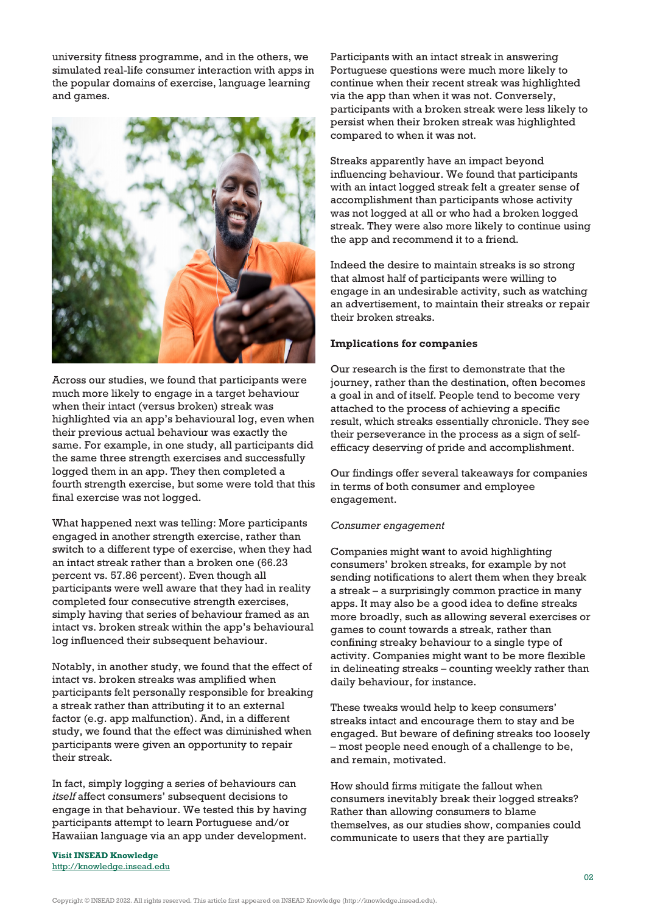university fitness programme, and in the others, we simulated real-life consumer interaction with apps in the popular domains of exercise, language learning and games.

Across our studies, we found that participants were much more likely to engage in a target behaviour when their intact (versus broken) streak was highlighted via an app's behavioural log, even when their previous actual behaviour was exactly the same. For example, in one study, all participants did the same three strength exercises and successfully logged them in an app. They then completed a fourth strength exercise, but some were told that this final exercise was not logged.

What happened next was telling: More participants engaged in another strength exercise, rather than switch to a different type of exercise, when they had an intact streak rather than a broken one (66.23 percent vs. 57.86 percent). Even though all participants were well aware that they had in reality completed four consecutive strength exercises, simply having that series of behaviour framed as an intact vs. broken streak within the app's behavioural log influenced their subsequent behaviour.

Notably, in another study, we found that the effect of intact vs. broken streaks was amplified when participants felt personally responsible for breaking a streak rather than attributing it to an external factor (e.g. app malfunction). And, in a different study, we found that the effect was diminished when participants were given an opportunity to repair their streak.

In fact, simply logging a series of behaviours can *itself* affect consumers' subsequent decisions to engage in that behaviour. We tested this by having participants attempt to learn Portuguese and/or Hawaiian language via an app under development. Participants with an intact streak in answering Portuguese questions were much more likely to continue when their recent streak was highlighted via the app than when it was not. Conversely, participants with a broken streak were less likely to persist when their broken streak was highlighted compared to when it was not.

Streaks apparently have an impact beyond influencing behaviour. We found that participants with an intact logged streak felt a greater sense of accomplishment than participants whose activity was not logged at all or who had a broken logged streak. They were also more likely to continue using the app and recommend it to a friend.

Indeed the desire to maintain streaks is so strong that almost half of participants were willing to engage in an undesirable activity, such as watching an advertisement, to maintain their streaks or repair their broken streaks.

**Implications for companies**

Our research is the first to demonstrate that the journey, rather than the destination, often becomes a goal in and of itself. People tend to become very attached to the process of achieving a specific result, which streaks essentially chronicle. They see their perseverance in the process as a sign of self-efficacy deserving of pride and accomplishment.

Our findings offer several takeaways for companies in terms of both consumer and employee engagement.

*Consumer engagement*

Companies might want to avoid highlighting consumers' broken streaks, for example by not sending notifications to alert them when they break a streak – a surprisingly common practice in many apps. It may also be a good idea to define streaks more broadly, such as allowing several exercises or games to count towards a streak, rather than confining streaky behaviour to a single type of activity. Companies might want to be more flexible in delineating streaks – counting weekly rather than daily behaviour, for instance.

These tweaks would help to keep consumers' streaks intact and encourage them to stay and be engaged. But beware of defining streaks too loosely – most people need enough of a challenge to be, and remain, motivated.

How should firms mitigate the fallout when consumers inevitably break their logged streaks? Rather than allowing consumers to blame themselves, as our studies show, companies could communicate to users that they are partially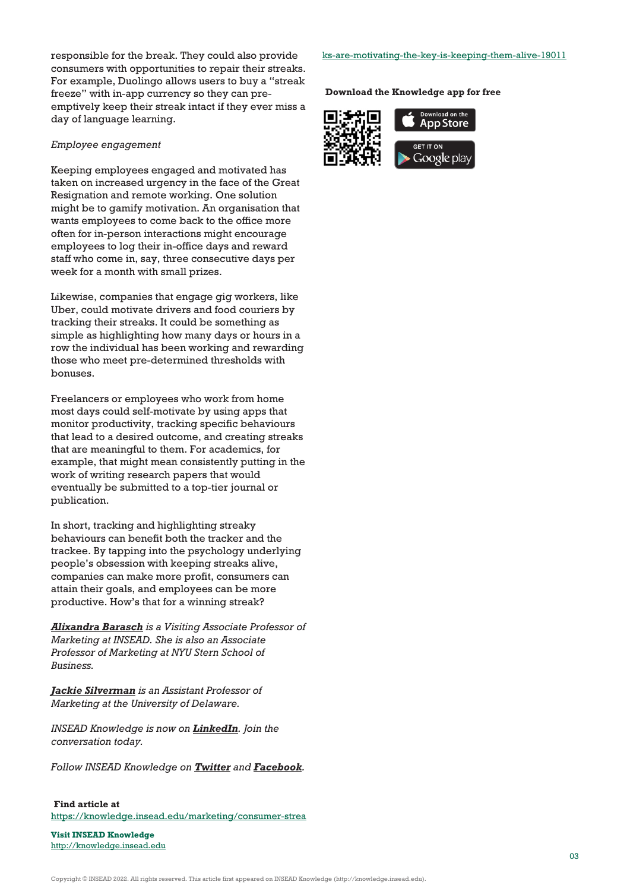responsible for the break. They could also provide consumers with opportunities to repair their streaks. For example, Duolingo allows users to buy a "streak freeze" with in-app currency so they can pre-emptively keep their streak intact if they ever miss a day of language learning.

*Employee engagement*

Keeping employees engaged and motivated has taken on increased urgency in the face of the Great Resignation and remote working. One solution might be to gamify motivation. An organisation that wants employees to come back to the office more often for in-person interactions might encourage employees to log their in-office days and reward staff who come in, say, three consecutive days per week for a month with small prizes.

Likewise, companies that engage gig workers, like Uber, could motivate drivers and food couriers by tracking their streaks. It could be something as simple as highlighting how many days or hours in a row the individual has been working and rewarding those who meet pre-determined thresholds with bonuses.

Freelancers or employees who work from home most days could self-motivate by using apps that monitor productivity, tracking specific behaviours that lead to a desired outcome, and creating streaks that are meaningful to them. For academics, for example, that might mean consistently putting in the work of writing research papers that would eventually be submitted to a top-tier journal or publication.

In short, tracking and highlighting streaky behaviours can benefit both the tracker and the trackee. By tapping into the psychology underlying people's obsession with keeping streaks alive, companies can make more profit, consumers can attain their goals, and employees can be more productive. How's that for a winning streak?

***Alixandra Barasch*** *is a Visiting Associate Professor of Marketing at INSEAD. She is also an Associate Professor of Marketing at NYU Stern School of Business.*

***Jackie Silverman*** *is an Assistant Professor of Marketing at the University of Delaware.*

*INSEAD Knowledge is now on* ***LinkedIn****. Join the conversation today.*

*Follow INSEAD Knowledge on* ***Twitter*** *and* ***Facebook****.*

**Find article at**
https://knowledge.insead.edu/marketing/consumer-streaks-are-motivating-the-key-is-keeping-them-alive-19011

**Visit INSEAD Knowledge**
http://knowledge.insead.edu

**Download the Knowledge app for free**

Download on the App Store

GET IT ON Google play

Copyright © INSEAD 2022. All rights reserved. This article first appeared on INSEAD Knowledge (http://knowledge.insead.edu).